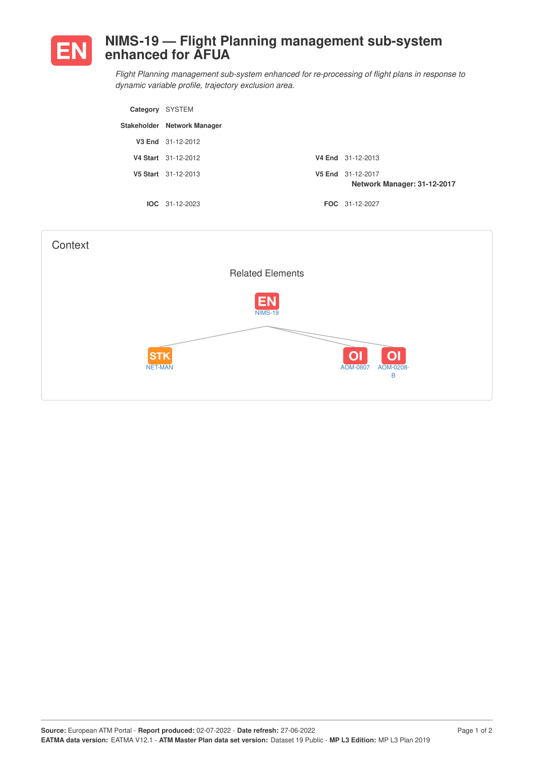# EN NIMS-19 — Flight Planning management sub-system enhanced for AFUA

*Flight Planning management sub-system enhanced for re-processing of flight plans in response to dynamic variable profile, trajectory exclusion area.*

**Category** SYSTEM

**Stakeholder** **Network Manager**

**V3 End** 31-12-2012

**V4 Start** 31-12-2012 **V4 End** 31-12-2013

**V5 Start** 31-12-2013 **V5 End** 31-12-2017
**Network Manager: 31-12-2017**

**IOC** 31-12-2023 **FOC** 31-12-2027

## Context

### Related Elements

EN NIMS-19

STK NET-MAN

OI AOM-0807

OI AOM-0208-B

**Source:** European ATM Portal - **Report produced:** 02-07-2022 - **Date refresh:** 27-06-2022
**EATMA data version:** EATMA V12.1 - **ATM Master Plan data set version:** Dataset 19 Public - **MP L3 Edition:** MP L3 Plan 2019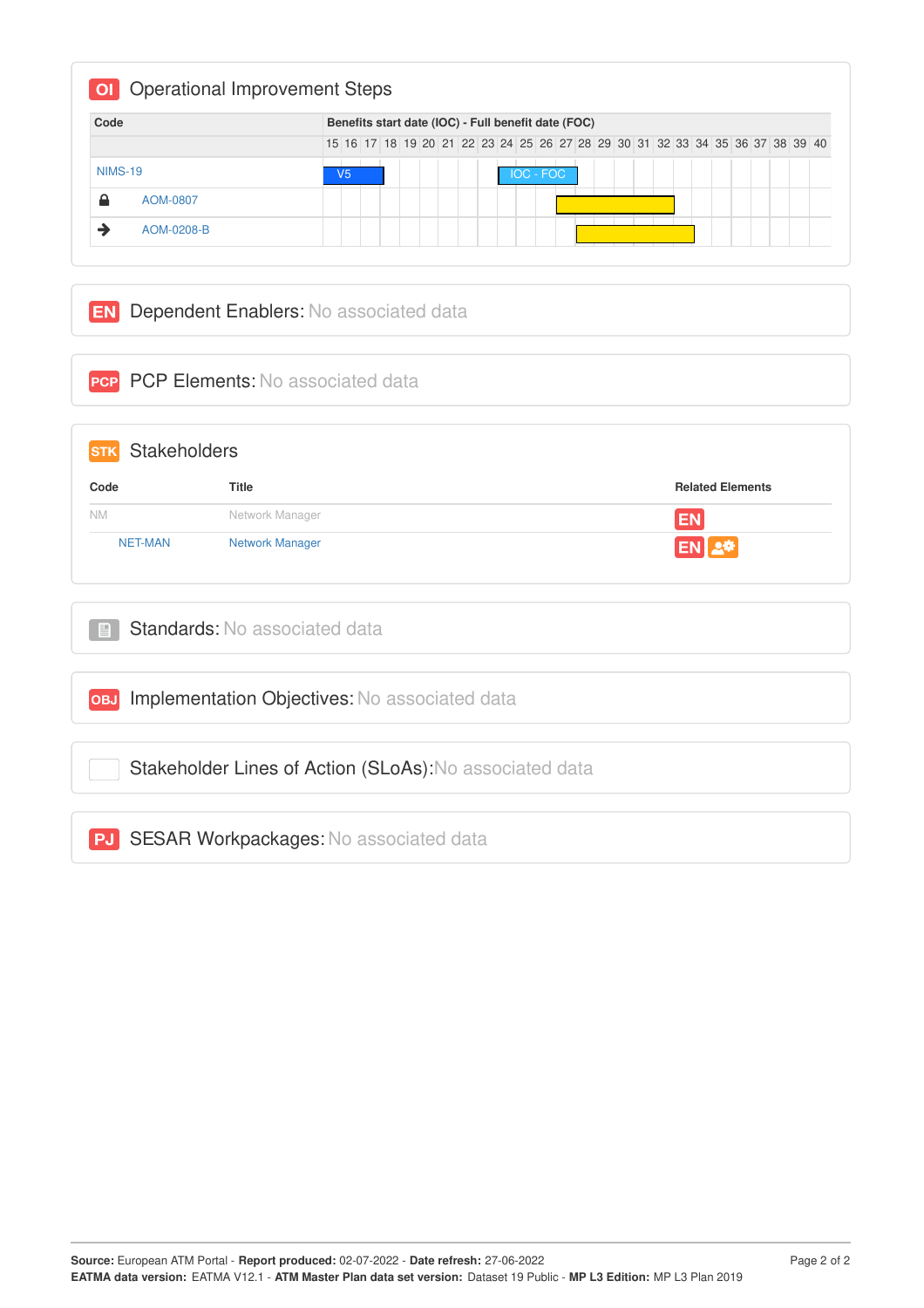## OI Operational Improvement Steps

| Code | Benefits start date (IOC) - Full benefit date (FOC) |
|---|---|
| | 15 16 17 18 19 20 21 22 23 24 25 26 27 28 29 30 31 32 33 34 35 36 37 38 39 40 |
| NIMS-19 | V5 IOC - FOC |
| AOM-0807 | |
| AOM-0208-B | |

## EN Dependent Enablers: No associated data

## PCP PCP Elements: No associated data

## STK Stakeholders

| Code | Title | Related Elements |
|---|---|---|
| NM | Network Manager | EN |
| NET-MAN | Network Manager | EN |

## Standards: No associated data

## OBJ Implementation Objectives: No associated data

## Stakeholder Lines of Action (SLoAs): No associated data

## PJ SESAR Workpackages: No associated data

**Source:** European ATM Portal - **Report produced:** 02-07-2022 - **Date refresh:** 27-06-2022
**EATMA data version:** EATMA V12.1 - **ATM Master Plan data set version:** Dataset 19 Public - **MP L3 Edition:** MP L3 Plan 2019